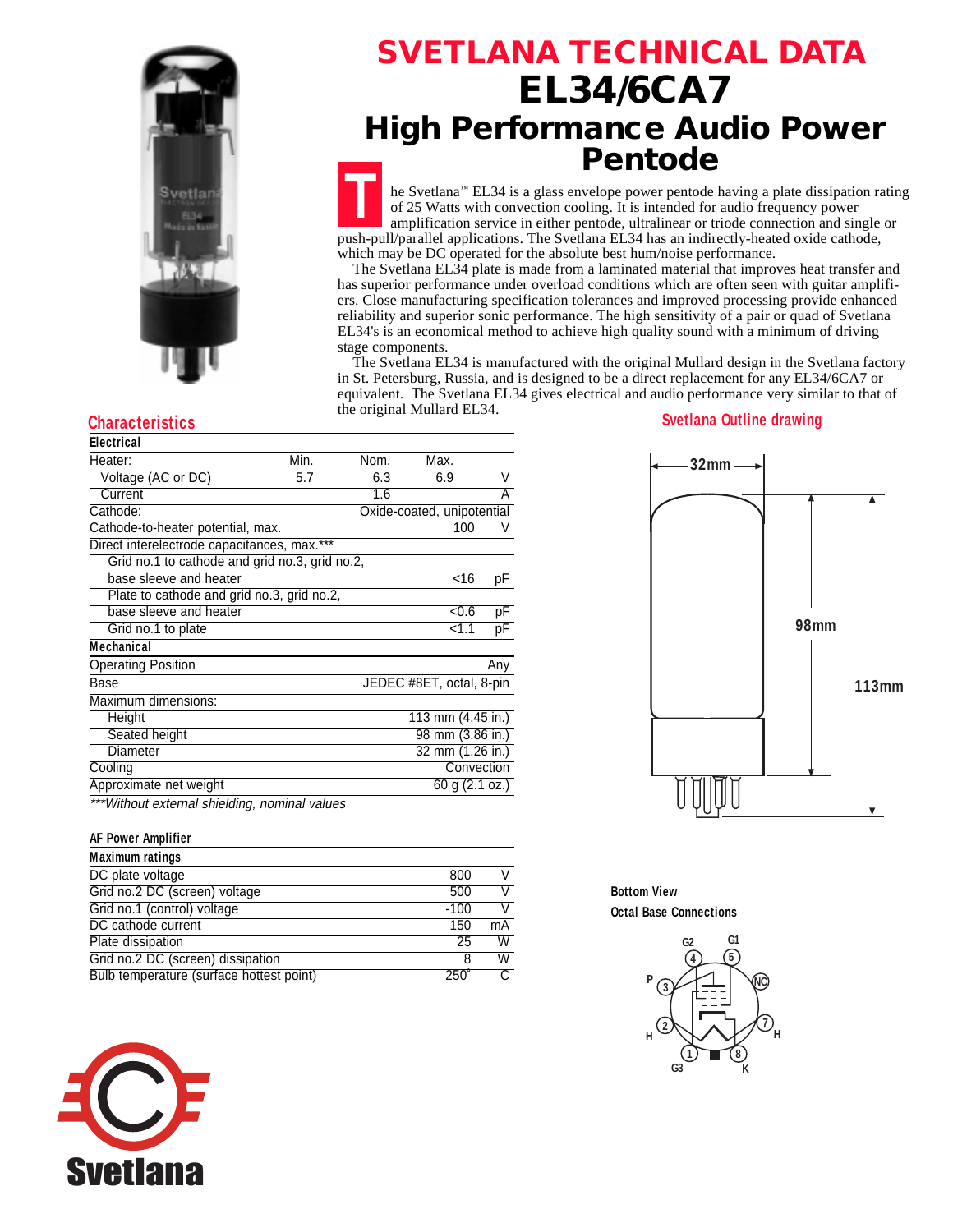# SVETLANA TECHNICAL DATA

# EL34/6CA7

## High Performance Audio Power Pentode

The Svetlana™ EL34 is a glass envelope power pentode having a plate dissipation rating of 25 Watts with convection cooling. It is intended for audio frequency power amplification service in either pentode, ultralinear or triode connection and single or push-pull/parallel applications. The Svetlana EL34 has an indirectly-heated oxide cathode, which may be DC operated for the absolute best hum/noise performance.

The Svetlana EL34 plate is made from a laminated material that improves heat transfer and has superior performance under overload conditions which are often seen with guitar amplifiers. Close manufacturing specification tolerances and improved processing provide enhanced reliability and superior sonic performance. The high sensitivity of a pair or quad of Svetlana EL34's is an economical method to achieve high quality sound with a minimum of driving stage components.

The Svetlana EL34 is manufactured with the original Mullard design in the Svetlana factory in St. Petersburg, Russia, and is designed to be a direct replacement for any EL34/6CA7 or equivalent. The Svetlana EL34 gives electrical and audio performance very similar to that of the original Mullard EL34.

## Characteristics

**Electrical**

| | Min. | Nom. | Max. | |
|---|---|---|---|---|
| Heater: | | | | |
| Voltage (AC or DC) | 5.7 | 6.3 | 6.9 | V |
| Current | | 1.6 | | A |
| Cathode: | | Oxide-coated, unipotential | | |
| Cathode-to-heater potential, max. | | | 100 | V |
| Direct interelectrode capacitances, max.*** | | | | |
| Grid no.1 to cathode and grid no.3, grid no.2, base sleeve and heater | | | <16 | pF |
| Plate to cathode and grid no.3, grid no.2, base sleeve and heater | | | <0.6 | pF |
| Grid no.1 to plate | | | <1.1 | pF |

**Mechanical**

| | |
|---|---|
| Operating Position | Any |
| Base | JEDEC #8ET, octal, 8-pin |
| Maximum dimensions: | |
| Height | 113 mm (4.45 in.) |
| Seated height | 98 mm (3.86 in.) |
| Diameter | 32 mm (1.26 in.) |
| Cooling | Convection |
| Approximate net weight | 60 g (2.1 oz.) |

*\*\*\*Without external shielding, nominal values*

**AF Power Amplifier**

**Maximum ratings**

| | | |
|---|---|---|
| DC plate voltage | 800 | V |
| Grid no.2 DC (screen) voltage | 500 | V |
| Grid no.1 (control) voltage | -100 | V |
| DC cathode current | 150 | mA |
| Plate dissipation | 25 | W |
| Grid no.2 (screen) dissipation | 8 | W |
| Bulb temperature (surface hottest point) | 250° | C |

## Svetlana Outline drawing

32mm — 98mm — 113mm

**Bottom View**

**Octal Base Connections**

1: G3, 2: H, 3: P, 4: G2, 5: G1, 6: NC, 7: H, 8: K

Svetlana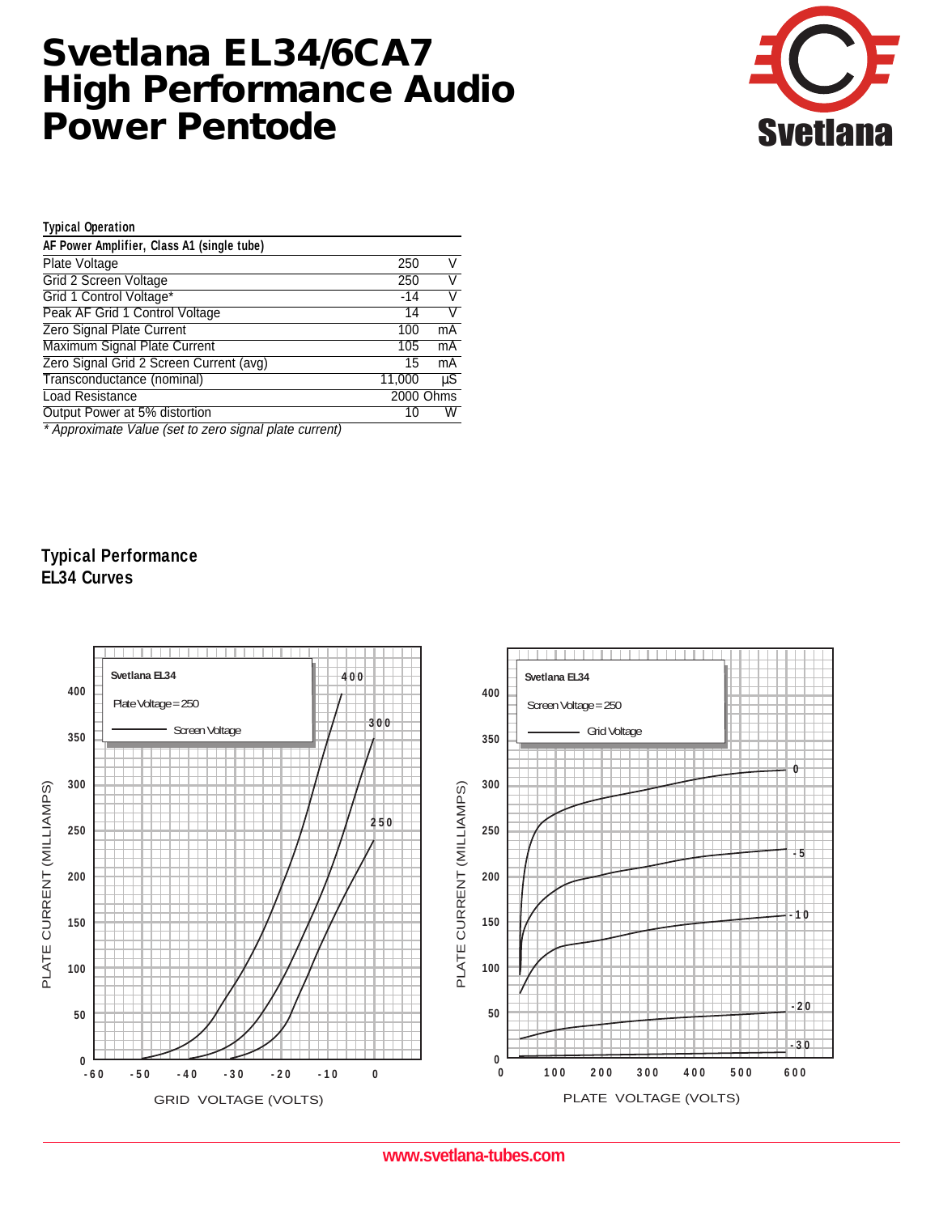# Svetlana EL34/6CA7 High Performance Audio Power Pentode

Svetlana

**Typical Operation**

| AF Power Amplifier, Class A1 (single tube) | | |
|---|---|---|
| Plate Voltage | 250 | V |
| Grid 2 Screen Voltage | 250 | V |
| Grid 1 Control Voltage* | -14 | V |
| Peak AF Grid 1 Control Voltage | 14 | V |
| Zero Signal Plate Current | 100 | mA |
| Maximum Signal Plate Current | 105 | mA |
| Zero Signal Grid 2 Screen Current (avg) | 15 | mA |
| Transconductance (nominal) | 11,000 | µS |
| Load Resistance | 2000 | Ohms |
| Output Power at 5% distortion | 10 | W |

*\* Approximate Value (set to zero signal plate current)*

## Typical Performance
## EL34 Curves

Svetlana EL34
Plate Voltage = 250
Screen Voltage
400
300
250
PLATE CURRENT (MILLIAMPS)
0
50
100
150
200
250
300
350
400
-60
-50
-40
-30
-20
-10
0
GRID VOLTAGE (VOLTS)

Svetlana EL34
Screen Voltage = 250
Grid Voltage
0
-5
-10
-20
-30
PLATE CURRENT (MILLIAMPS)
0
50
100
150
200
250
300
350
400
0
100
200
300
400
500
600
PLATE VOLTAGE (VOLTS)

www.svetlana-tubes.com